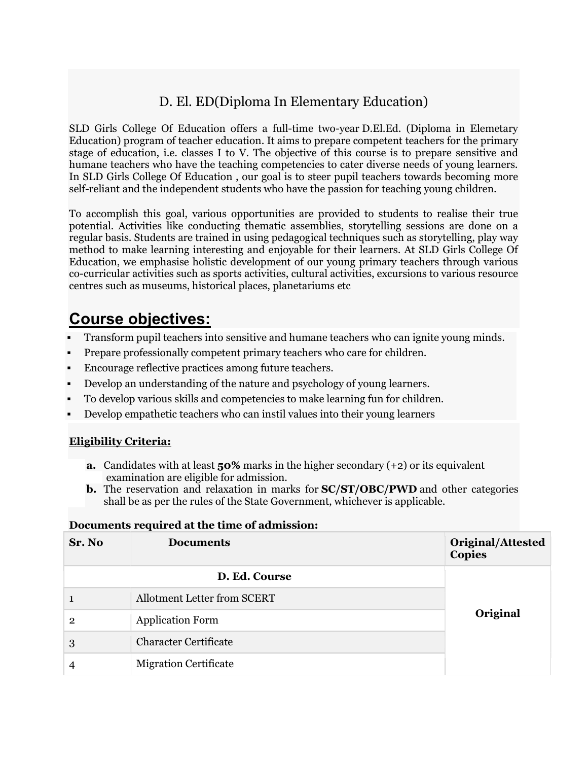# D. El. ED(Diploma In Elementary Education)

SLD Girls College Of Education offers a full-time two-year D.El.Ed. (Diploma in Elemetary Education) program of teacher education. It aims to prepare competent teachers for the primary stage of education, i.e. classes I to V. The objective of this course is to prepare sensitive and humane teachers who have the teaching competencies to cater diverse needs of young learners. In SLD Girls College Of Education , our goal is to steer pupil teachers towards becoming more self-reliant and the independent students who have the passion for teaching young children.

To accomplish this goal, various opportunities are provided to students to realise their true potential. Activities like conducting thematic assemblies, storytelling sessions are done on a regular basis. Students are trained in using pedagogical techniques such as storytelling, play way method to make learning interesting and enjoyable for their learners. At SLD Girls College Of Education, we emphasise holistic development of our young primary teachers through various co-curricular activities such as sports activities, cultural activities, excursions to various resource centres such as museums, historical places, planetariums etc

## Course objectives:

- Transform pupil teachers into sensitive and humane teachers who can ignite young minds.
- Prepare professionally competent primary teachers who care for children.
- Encourage reflective practices among future teachers.
- Develop an understanding of the nature and psychology of young learners.
- To develop various skills and competencies to make learning fun for children.
- Develop empathetic teachers who can instil values into their young learners

**Eligibility Criteria:**

a. Candidates with at least **50%** marks in the higher secondary (+2) or its equivalent examination are eligible for admission.

b. The reservation and relaxation in marks for **SC/ST/OBC/PWD** and other categories shall be as per the rules of the State Government, whichever is applicable.

**Documents required at the time of admission:**

| Sr. No | Documents | Original/Attested Copies |
|---|---|---|
| | **D. Ed. Course** | **Original** |
| 1 | Allotment Letter from SCERT | |
| 2 | Application Form | |
| 3 | Character Certificate | |
| 4 | Migration Certificate | |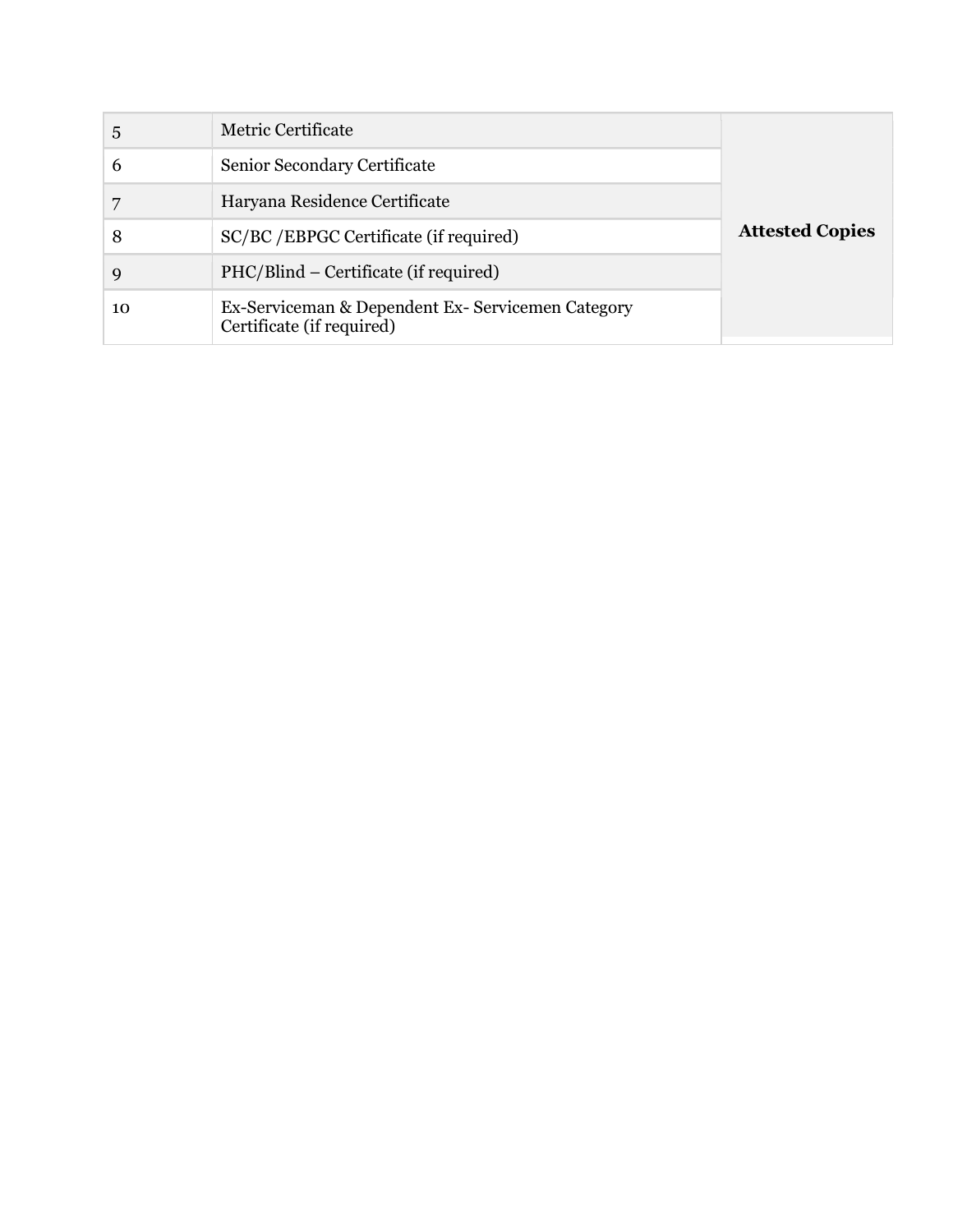| | | |
|---|---|---|
| 5 | Metric Certificate | **Attested Copies** |
| 6 | Senior Secondary Certificate | |
| 7 | Haryana Residence Certificate | |
| 8 | SC/BC /EBPGC Certificate (if required) | |
| 9 | PHC/Blind – Certificate (if required) | |
| 10 | Ex-Serviceman & Dependent Ex- Servicemen Category Certificate (if required) | |